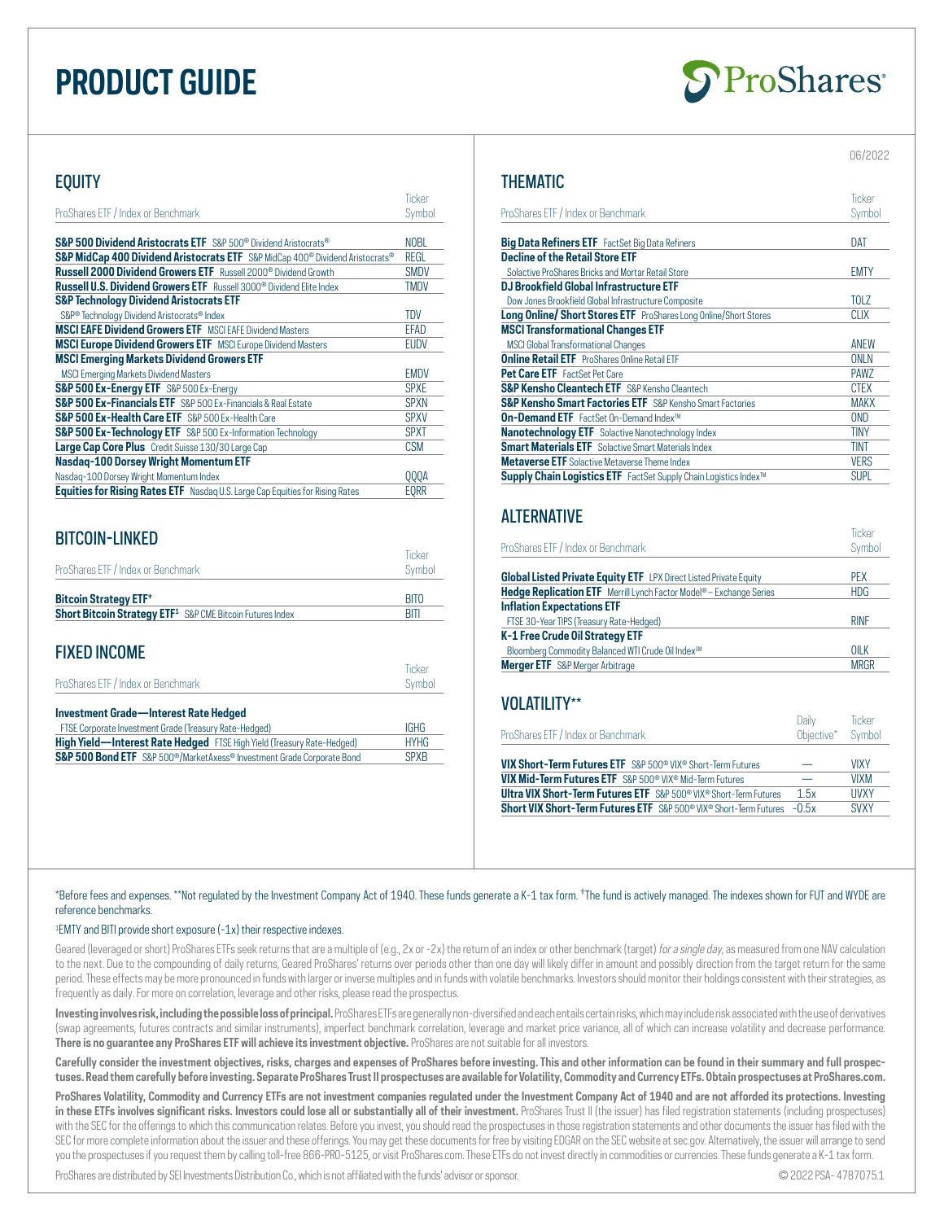# PRODUCT GUIDE

ProShares

06/2022

## EQUITY

| ProShares ETF / Index or Benchmark | Ticker Symbol |
|---|---|
| **S&P 500 Dividend Aristocrats ETF** S&P 500® Dividend Aristocrats® | NOBL |
| **S&P MidCap 400 Dividend Aristocrats ETF** S&P MidCap 400® Dividend Aristocrats® | REGL |
| **Russell 2000 Dividend Growers ETF** Russell 2000® Dividend Growth | SMDV |
| **Russell U.S. Dividend Growers ETF** Russell 3000® Dividend Elite Index | TMDV |
| **S&P Technology Dividend Aristocrats ETF** S&P® Technology Dividend Aristocrats® Index | TDV |
| **MSCI EAFE Dividend Growers ETF** MSCI EAFE Dividend Masters | EFAD |
| **MSCI Europe Dividend Growers ETF** MSCI Europe Dividend Masters | EUDV |
| **MSCI Emerging Markets Dividend Growers ETF** MSCI Emerging Markets Dividend Masters | EMDV |
| **S&P 500 Ex-Energy ETF** S&P 500 Ex-Energy | SPXE |
| **S&P 500 Ex-Financials ETF** S&P 500 Ex-Financials & Real Estate | SPXN |
| **S&P 500 Ex-Health Care ETF** S&P 500 Ex-Health Care | SPXV |
| **S&P 500 Ex-Technology ETF** S&P 500 Ex-Information Technology | SPXT |
| **Large Cap Core Plus** Credit Suisse 130/30 Large Cap | CSM |
| **Nasdaq-100 Dorsey Wright Momentum ETF** Nasdaq-100 Dorsey Wright Momentum Index | QQQA |
| **Equities for Rising Rates ETF** Nasdaq U.S. Large Cap Equities for Rising Rates | EQRR |

## BITCOIN-LINKED

| ProShares ETF / Index or Benchmark | Ticker Symbol |
|---|---|
| **Bitcoin Strategy ETF**[‡] | BITO |
| **Short Bitcoin Strategy ETF**[1] S&P CME Bitcoin Futures Index | BITI |

## FIXED INCOME

| ProShares ETF / Index or Benchmark | Ticker Symbol |
|---|---|
| **Investment Grade—Interest Rate Hedged** FTSE Corporate Investment Grade (Treasury Rate-Hedged) | IGHG |
| **High Yield—Interest Rate Hedged** FTSE High Yield (Treasury Rate-Hedged) | HYHG |
| **S&P 500 Bond ETF** S&P 500®/MarketAxess® Investment Grade Corporate Bond | SPXB |

## THEMATIC

| ProShares ETF / Index or Benchmark | Ticker Symbol |
|---|---|
| **Big Data Refiners ETF** FactSet Big Data Refiners | DAT |
| **Decline of the Retail Store ETF** Solactive ProShares Bricks and Mortar Retail Store | EMTY |
| **DJ Brookfield Global Infrastructure ETF** Dow Jones Brookfield Global Infrastructure Composite | TOLZ |
| **Long Online/ Short Stores ETF** ProShares Long Online/Short Stores | CLIX |
| **MSCI Transformational Changes ETF** MSCI Global Transformational Changes | ANEW |
| **Online Retail ETF** ProShares Online Retail ETF | ONLN |
| **Pet Care ETF** FactSet Pet Care | PAWZ |
| **S&P Kensho Cleantech ETF** S&P Kensho Cleantech | CTEX |
| **S&P Kensho Smart Factories ETF** S&P Kensho Smart Factories | MAKX |
| **On-Demand ETF** FactSet On-Demand Index™ | OND |
| **Nanotechnology ETF** Solactive Nanotechnology Index | TINY |
| **Smart Materials ETF** Solactive Smart Materials Index | TINT |
| **Metaverse ETF** Solactive Metaverse Theme Index | VERS |
| **Supply Chain Logistics ETF** FactSet Supply Chain Logistics Index™ | SUPL |

## ALTERNATIVE

| ProShares ETF / Index or Benchmark | Ticker Symbol |
|---|---|
| **Global Listed Private Equity ETF** LPX Direct Listed Private Equity | PEX |
| **Hedge Replication ETF** Merrill Lynch Factor Model® – Exchange Series | HDG |
| **Inflation Expectations ETF** FTSE 30-Year TIPS (Treasury Rate-Hedged) | RINF |
| **K-1 Free Crude Oil Strategy ETF** Bloomberg Commodity Balanced WTI Crude Oil Index℠ | OILK |
| **Merger ETF** S&P Merger Arbitrage | MRGR |

## VOLATILITY**

| ProShares ETF / Index or Benchmark | Daily Objective* | Ticker Symbol |
|---|---|---|
| **VIX Short-Term Futures ETF** S&P 500® VIX® Short-Term Futures | — | VIXY |
| **VIX Mid-Term Futures ETF** S&P 500® VIX® Mid-Term Futures | — | VIXM |
| **Ultra VIX Short-Term Futures ETF** S&P 500® VIX® Short-Term Futures | 1.5x | UVXY |
| **Short VIX Short-Term Futures ETF** S&P 500® VIX® Short-Term Futures | -0.5x | SVXY |

*Before fees and expenses. **Not regulated by the Investment Company Act of 1940. These funds generate a K-1 tax form. ‡The fund is actively managed. The indexes shown for FUT and WYDE are reference benchmarks.

[1]EMTY and BITI provide short exposure (-1x) their respective indexes.

Geared (leveraged or short) ProShares ETFs seek returns that are a multiple of (e.g., 2x or -2x) the return of an index or other benchmark (target) *for a single day*, as measured from one NAV calculation to the next. Due to the compounding of daily returns, Geared ProShares' returns over periods other than one day will likely differ in amount and possibly direction from the target return for the same period. These effects may be more pronounced in funds with larger or inverse multiples and in funds with volatile benchmarks. Investors should monitor their holdings consistent with their strategies, as frequently as daily. For more on correlation, leverage and other risks, please read the prospectus.

**Investing involves risk, including the possible loss of principal.** ProShares ETFs are generally non-diversified and each entails certain risks, which may include risk associated with the use of derivatives (swap agreements, futures contracts and similar instruments), imperfect benchmark correlation, leverage and market price variance, all of which can increase volatility and decrease performance. **There is no guarantee any ProShares ETF will achieve its investment objective.** ProShares are not suitable for all investors.

**Carefully consider the investment objectives, risks, charges and expenses of ProShares before investing. This and other information can be found in their summary and full prospectuses. Read them carefully before investing. Separate ProShares Trust II prospectuses are available for Volatility, Commodity and Currency ETFs. Obtain prospectuses at ProShares.com.**

**ProShares Volatility, Commodity and Currency ETFs are not investment companies regulated under the Investment Company Act of 1940 and are not afforded its protections. Investing in these ETFs involves significant risks. Investors could lose all or substantially all of their investment.** ProShares Trust II (the issuer) has filed registration statements (including prospectuses) with the SEC for the offerings to which this communication relates. Before you invest, you should read the prospectuses in those registration statements and other documents the issuer has filed with the SEC for more complete information about the issuer and these offerings. You may get these documents for free by visiting EDGAR on the SEC website at sec.gov. Alternatively, the issuer will arrange to send you the prospectuses if you request them by calling toll-free 866-PRO-5125, or visit ProShares.com. These ETFs do not invest directly in commodities or currencies. These funds generate a K-1 tax form.

ProShares are distributed by SEI Investments Distribution Co., which is not affiliated with the funds' advisor or sponsor.

© 2022 PSA- 4787075.1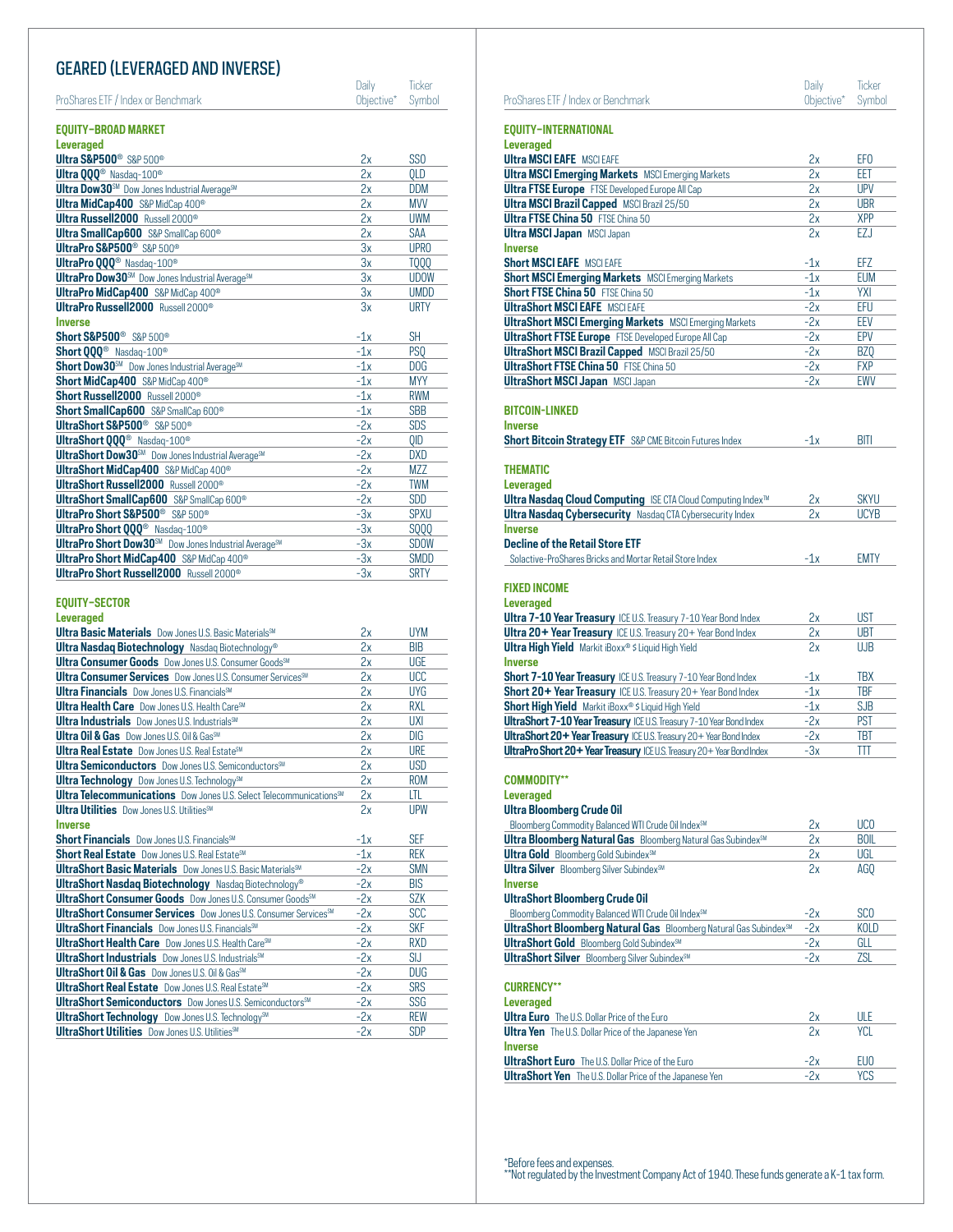# GEARED (LEVERAGED AND INVERSE)

| ProShares ETF / Index or Benchmark | Daily Objective* | Ticker Symbol |
|---|---|---|
| **EQUITY–BROAD MARKET** | | |
| **Leveraged** | | |
| **Ultra S&P500®** S&P 500® | 2x | SSO |
| **Ultra QQQ®** Nasdaq-100® | 2x | QLD |
| **Ultra Dow30℠** Dow Jones Industrial Average℠ | 2x | DDM |
| **Ultra MidCap400** S&P MidCap 400® | 2x | MVV |
| **Ultra Russell2000** Russell 2000® | 2x | UWM |
| **Ultra SmallCap600** S&P SmallCap 600® | 2x | SAA |
| **UltraPro S&P500®** S&P 500® | 3x | UPRO |
| **UltraPro QQQ®** Nasdaq-100® | 3x | TQQQ |
| **UltraPro Dow30℠** Dow Jones Industrial Average℠ | 3x | UDOW |
| **UltraPro MidCap400** S&P MidCap 400® | 3x | UMDD |
| **UltraPro Russell2000** Russell 2000® | 3x | URTY |
| **Inverse** | | |
| **Short S&P500®** S&P 500® | -1x | SH |
| **Short QQQ®** Nasdaq-100® | -1x | PSQ |
| **Short Dow30℠** Dow Jones Industrial Average℠ | -1x | DOG |
| **Short MidCap400** S&P MidCap 400® | -1x | MYY |
| **Short Russell2000** Russell 2000® | -1x | RWM |
| **Short SmallCap600** S&P SmallCap 600® | -1x | SBB |
| **UltraShort S&P500®** S&P 500® | -2x | SDS |
| **UltraShort QQQ®** Nasdaq-100® | -2x | QID |
| **UltraShort Dow30℠** Dow Jones Industrial Average℠ | -2x | DXD |
| **UltraShort MidCap400** S&P MidCap 400® | -2x | MZZ |
| **UltraShort Russell2000** Russell 2000® | -2x | TWM |
| **UltraShort SmallCap600** S&P SmallCap 600® | -2x | SDD |
| **UltraPro Short S&P500®** S&P 500® | -3x | SPXU |
| **UltraPro Short QQQ®** Nasdaq-100® | -3x | SQQQ |
| **UltraPro Short Dow30℠** Dow Jones Industrial Average℠ | -3x | SDOW |
| **UltraPro Short MidCap400** S&P MidCap 400® | -3x | SMDD |
| **UltraPro Short Russell2000** Russell 2000® | -3x | SRTY |
| **EQUITY–SECTOR** | | |
| **Leveraged** | | |
| **Ultra Basic Materials** Dow Jones U.S. Basic Materials℠ | 2x | UYM |
| **Ultra Nasdaq Biotechnology** Nasdaq Biotechnology® | 2x | BIB |
| **Ultra Consumer Goods** Dow Jones U.S. Consumer Goods℠ | 2x | UGE |
| **Ultra Consumer Services** Dow Jones U.S. Consumer Services℠ | 2x | UCC |
| **Ultra Financials** Dow Jones U.S. Financials℠ | 2x | UYG |
| **Ultra Health Care** Dow Jones U.S. Health Care℠ | 2x | RXL |
| **Ultra Industrials** Dow Jones U.S. Industrials℠ | 2x | UXI |
| **Ultra Oil & Gas** Dow Jones U.S. Oil & Gas℠ | 2x | DIG |
| **Ultra Real Estate** Dow Jones U.S. Real Estate℠ | 2x | URE |
| **Ultra Semiconductors** Dow Jones U.S. Semiconductors℠ | 2x | USD |
| **Ultra Technology** Dow Jones U.S. Technology℠ | 2x | ROM |
| **Ultra Telecommunications** Dow Jones U.S. Select Telecommunications℠ | 2x | LTL |
| **Ultra Utilities** Dow Jones U.S. Utilities℠ | 2x | UPW |
| **Inverse** | | |
| **Short Financials** Dow Jones U.S. Financials℠ | -1x | SEF |
| **Short Real Estate** Dow Jones U.S. Real Estate℠ | -1x | REK |
| **UltraShort Basic Materials** Dow Jones U.S. Basic Materials℠ | -2x | SMN |
| **UltraShort Nasdaq Biotechnology** Nasdaq Biotechnology® | -2x | BIS |
| **UltraShort Consumer Goods** Dow Jones U.S. Consumer Goods℠ | -2x | SZK |
| **UltraShort Consumer Services** Dow Jones U.S. Consumer Services℠ | -2x | SCC |
| **UltraShort Financials** Dow Jones U.S. Financials℠ | -2x | SKF |
| **UltraShort Health Care** Dow Jones U.S. Health Care℠ | -2x | RXD |
| **UltraShort Industrials** Dow Jones U.S. Industrials℠ | -2x | SIJ |
| **UltraShort Oil & Gas** Dow Jones U.S. Oil & Gas℠ | -2x | DUG |
| **UltraShort Real Estate** Dow Jones U.S. Real Estate℠ | -2x | SRS |
| **UltraShort Semiconductors** Dow Jones U.S. Semiconductors℠ | -2x | SSG |
| **UltraShort Technology** Dow Jones U.S. Technology℠ | -2x | REW |
| **UltraShort Utilities** Dow Jones U.S. Utilities℠ | -2x | SDP |

| ProShares ETF / Index or Benchmark | Daily Objective* | Ticker Symbol |
|---|---|---|
| **EQUITY–INTERNATIONAL** | | |
| **Leveraged** | | |
| **Ultra MSCI EAFE** MSCI EAFE | 2x | EFO |
| **Ultra MSCI Emerging Markets** MSCI Emerging Markets | 2x | EET |
| **Ultra FTSE Europe** FTSE Developed Europe All Cap | 2x | UPV |
| **Ultra MSCI Brazil Capped** MSCI Brazil 25/50 | 2x | UBR |
| **Ultra FTSE China 50** FTSE China 50 | 2x | XPP |
| **Ultra MSCI Japan** MSCI Japan | 2x | EZJ |
| **Inverse** | | |
| **Short MSCI EAFE** MSCI EAFE | -1x | EFZ |
| **Short MSCI Emerging Markets** MSCI Emerging Markets | -1x | EUM |
| **Short FTSE China 50** FTSE China 50 | -1x | YXI |
| **UltraShort MSCI EAFE** MSCI EAFE | -2x | EFU |
| **UltraShort MSCI Emerging Markets** MSCI Emerging Markets | -2x | EEV |
| **UltraShort FTSE Europe** FTSE Developed Europe All Cap | -2x | EPV |
| **UltraShort MSCI Brazil Capped** MSCI Brazil 25/50 | -2x | BZQ |
| **UltraShort FTSE China 50** FTSE China 50 | -2x | FXP |
| **UltraShort MSCI Japan** MSCI Japan | -2x | EWV |
| **BITCOIN-LINKED** | | |
| **Inverse** | | |
| **Short Bitcoin Strategy ETF** S&P CME Bitcoin Futures Index | -1x | BITI |
| **THEMATIC** | | |
| **Leveraged** | | |
| **Ultra Nasdaq Cloud Computing** ISE CTA Cloud Computing Index™ | 2x | SKYU |
| **Ultra Nasdaq Cybersecurity** Nasdaq CTA Cybersecurity Index | 2x | UCYB |
| **Inverse** | | |
| **Decline of the Retail Store ETF** Solactive-ProShares Bricks and Mortar Retail Store Index | -1x | EMTY |
| **FIXED INCOME** | | |
| **Leveraged** | | |
| **Ultra 7-10 Year Treasury** ICE U.S. Treasury 7-10 Year Bond Index | 2x | UST |
| **Ultra 20+ Year Treasury** ICE U.S. Treasury 20+ Year Bond Index | 2x | UBT |
| **Ultra High Yield** Markit iBoxx® $ Liquid High Yield | 2x | UJB |
| **Inverse** | | |
| **Short 7-10 Year Treasury** ICE U.S. Treasury 7-10 Year Bond Index | -1x | TBX |
| **Short 20+ Year Treasury** ICE U.S. Treasury 20+ Year Bond Index | -1x | TBF |
| **Short High Yield** Markit iBoxx® $ Liquid High Yield | -1x | SJB |
| **UltraShort 7-10 Year Treasury** ICE U.S. Treasury 7-10 Year Bond Index | -2x | PST |
| **UltraShort 20+ Year Treasury** ICE U.S. Treasury 20+ Year Bond Index | -2x | TBT |
| **UltraPro Short 20+ Year Treasury** ICE U.S. Treasury 20+ Year Bond Index | -3x | TTT |
| **COMMODITY**** | | |
| **Leveraged** | | |
| **Ultra Bloomberg Crude Oil** Bloomberg Commodity Balanced WTI Crude Oil Index℠ | 2x | UCO |
| **Ultra Bloomberg Natural Gas** Bloomberg Natural Gas Subindex℠ | 2x | BOIL |
| **Ultra Gold** Bloomberg Gold Subindex℠ | 2x | UGL |
| **Ultra Silver** Bloomberg Silver Subindex℠ | 2x | AGQ |
| **Inverse** | | |
| **UltraShort Bloomberg Crude Oil** Bloomberg Commodity Balanced WTI Crude Oil Index℠ | -2x | SCO |
| **UltraShort Bloomberg Natural Gas** Bloomberg Natural Gas Subindex℠ | -2x | KOLD |
| **UltraShort Gold** Bloomberg Gold Subindex℠ | -2x | GLL |
| **UltraShort Silver** Bloomberg Silver Subindex℠ | -2x | ZSL |
| **CURRENCY**** | | |
| **Leveraged** | | |
| **Ultra Euro** The U.S. Dollar Price of the Euro | 2x | ULE |
| **Ultra Yen** The U.S. Dollar Price of the Japanese Yen | 2x | YCL |
| **Inverse** | | |
| **UltraShort Euro** The U.S. Dollar Price of the Euro | -2x | EUO |
| **UltraShort Yen** The U.S. Dollar Price of the Japanese Yen | -2x | YCS |

*Before fees and expenses.
**Not regulated by the Investment Company Act of 1940. These funds generate a K-1 tax form.